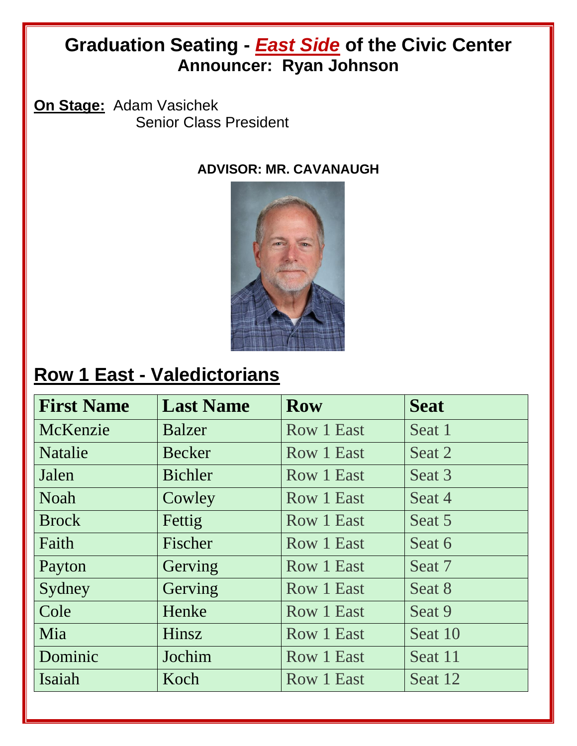# Graduation Seating - ***East Side*** of the Civic Center
## Announcer: Ryan Johnson

**On Stage:** Adam Vasichek
Senior Class President

**ADVISOR: MR. CAVANAUGH**

## Row 1 East - Valedictorians

| First Name | Last Name | Row | Seat |
|---|---|---|---|
| McKenzie | Balzer | Row 1 East | Seat 1 |
| Natalie | Becker | Row 1 East | Seat 2 |
| Jalen | Bichler | Row 1 East | Seat 3 |
| Noah | Cowley | Row 1 East | Seat 4 |
| Brock | Fettig | Row 1 East | Seat 5 |
| Faith | Fischer | Row 1 East | Seat 6 |
| Payton | Gerving | Row 1 East | Seat 7 |
| Sydney | Gerving | Row 1 East | Seat 8 |
| Cole | Henke | Row 1 East | Seat 9 |
| Mia | Hinsz | Row 1 East | Seat 10 |
| Dominic | Jochim | Row 1 East | Seat 11 |
| Isaiah | Koch | Row 1 East | Seat 12 |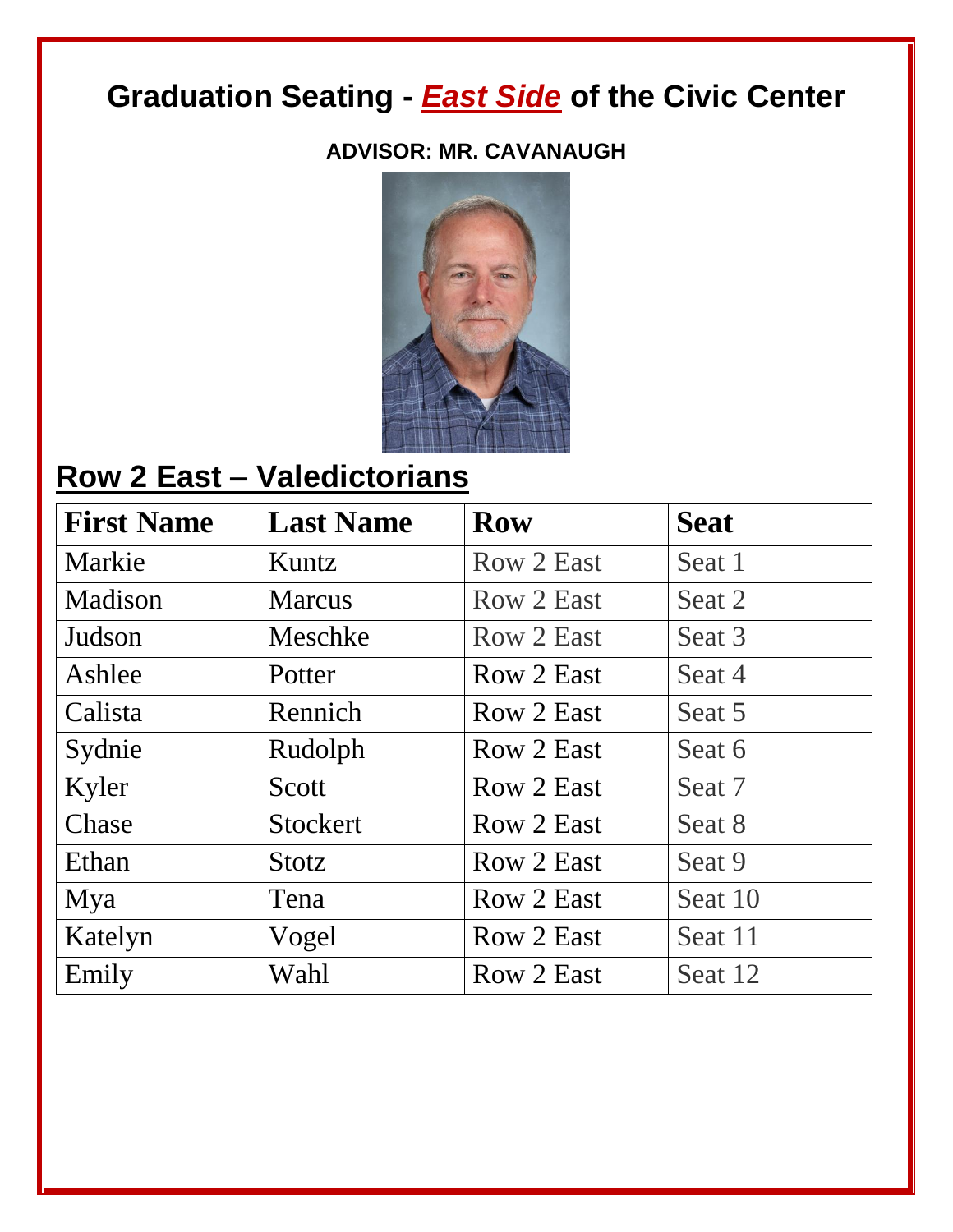# Graduation Seating - ***East Side*** of the Civic Center

**ADVISOR: MR. CAVANAUGH**

## Row 2 East – Valedictorians

| First Name | Last Name | Row | Seat |
|---|---|---|---|
| Markie | Kuntz | Row 2 East | Seat 1 |
| Madison | Marcus | Row 2 East | Seat 2 |
| Judson | Meschke | Row 2 East | Seat 3 |
| Ashlee | Potter | Row 2 East | Seat 4 |
| Calista | Rennich | Row 2 East | Seat 5 |
| Sydnie | Rudolph | Row 2 East | Seat 6 |
| Kyler | Scott | Row 2 East | Seat 7 |
| Chase | Stockert | Row 2 East | Seat 8 |
| Ethan | Stotz | Row 2 East | Seat 9 |
| Mya | Tena | Row 2 East | Seat 10 |
| Katelyn | Vogel | Row 2 East | Seat 11 |
| Emily | Wahl | Row 2 East | Seat 12 |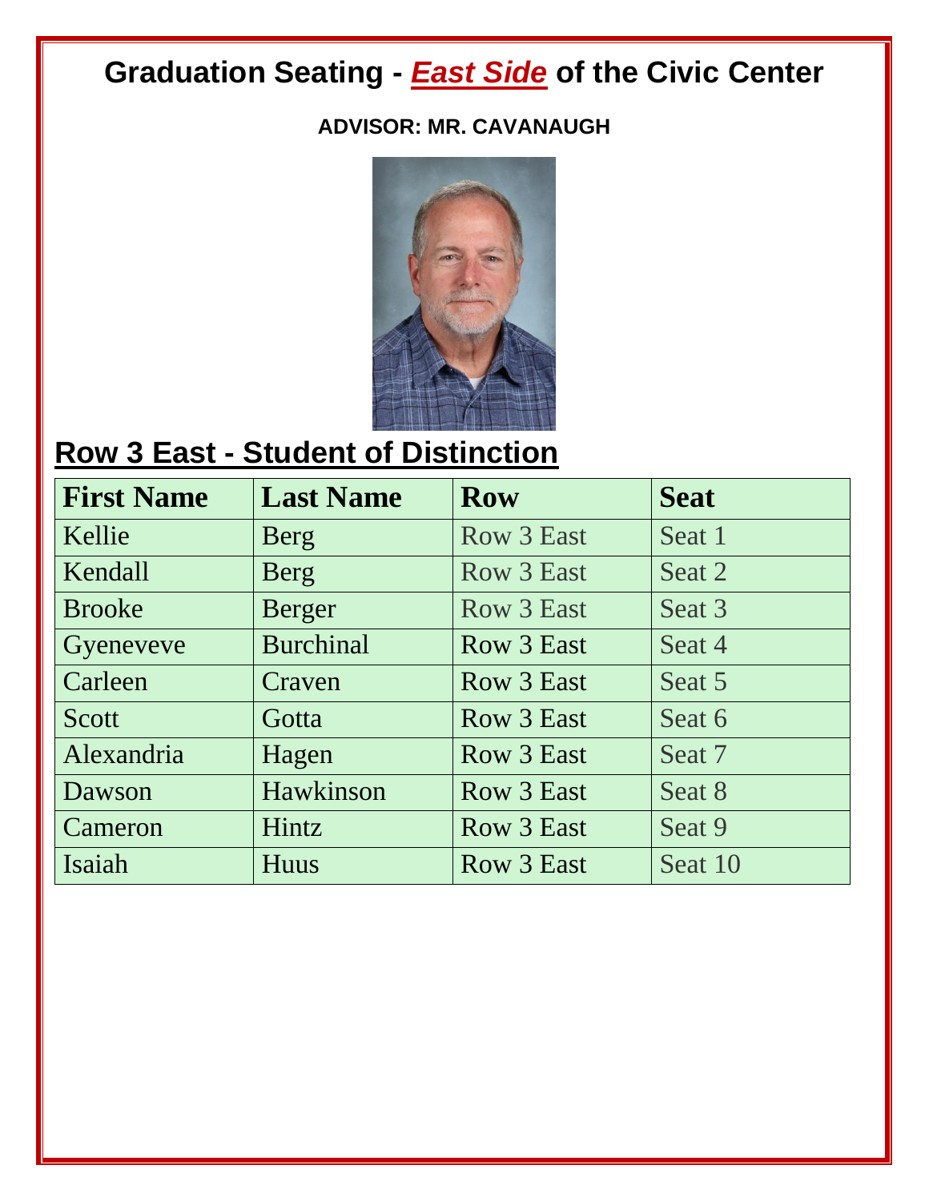# Graduation Seating - ***East Side*** of the Civic Center

**ADVISOR: MR. CAVANAUGH**

## Row 3 East - Student of Distinction

| First Name | Last Name | Row | Seat |
|---|---|---|---|
| Kellie | Berg | Row 3 East | Seat 1 |
| Kendall | Berg | Row 3 East | Seat 2 |
| Brooke | Berger | Row 3 East | Seat 3 |
| Gyeneveve | Burchinal | Row 3 East | Seat 4 |
| Carleen | Craven | Row 3 East | Seat 5 |
| Scott | Gotta | Row 3 East | Seat 6 |
| Alexandria | Hagen | Row 3 East | Seat 7 |
| Dawson | Hawkinson | Row 3 East | Seat 8 |
| Cameron | Hintz | Row 3 East | Seat 9 |
| Isaiah | Huus | Row 3 East | Seat 10 |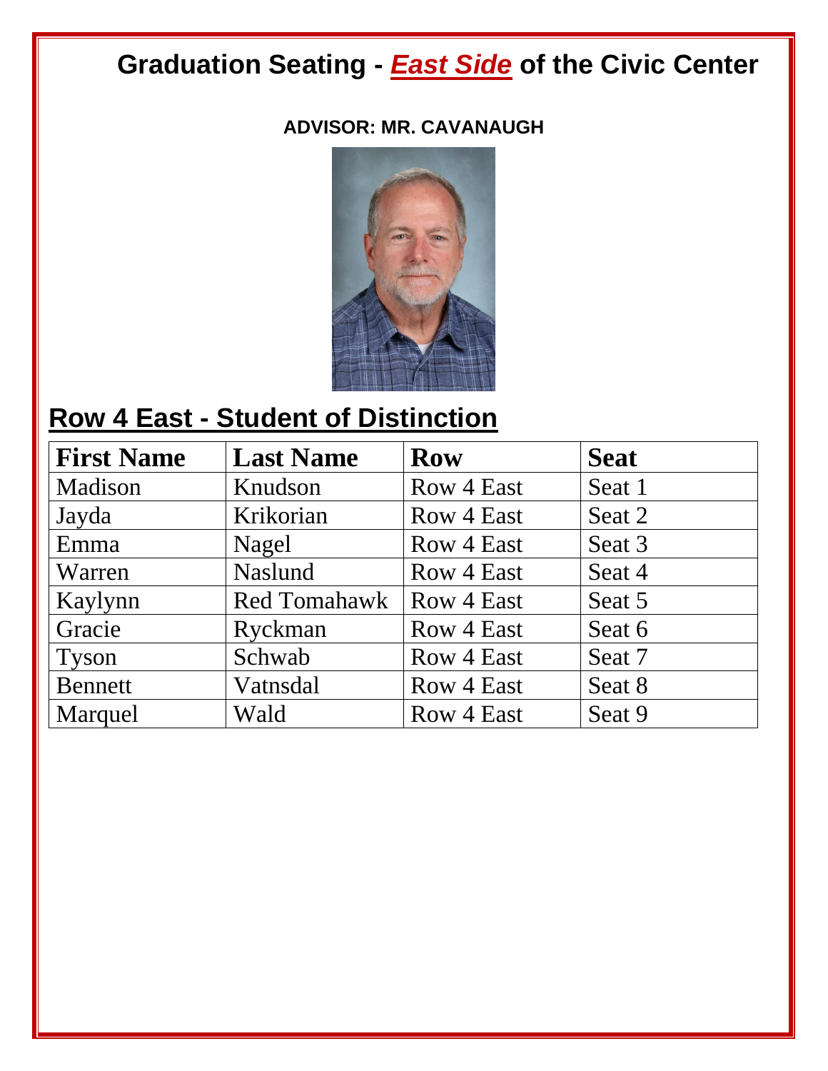# Graduation Seating - ***East Side*** of the Civic Center

**ADVISOR: MR. CAVANAUGH**

## Row 4 East - Student of Distinction

| First Name | Last Name | Row | Seat |
|---|---|---|---|
| Madison | Knudson | Row 4 East | Seat 1 |
| Jayda | Krikorian | Row 4 East | Seat 2 |
| Emma | Nagel | Row 4 East | Seat 3 |
| Warren | Naslund | Row 4 East | Seat 4 |
| Kaylynn | Red Tomahawk | Row 4 East | Seat 5 |
| Gracie | Ryckman | Row 4 East | Seat 6 |
| Tyson | Schwab | Row 4 East | Seat 7 |
| Bennett | Vatnsdal | Row 4 East | Seat 8 |
| Marquel | Wald | Row 4 East | Seat 9 |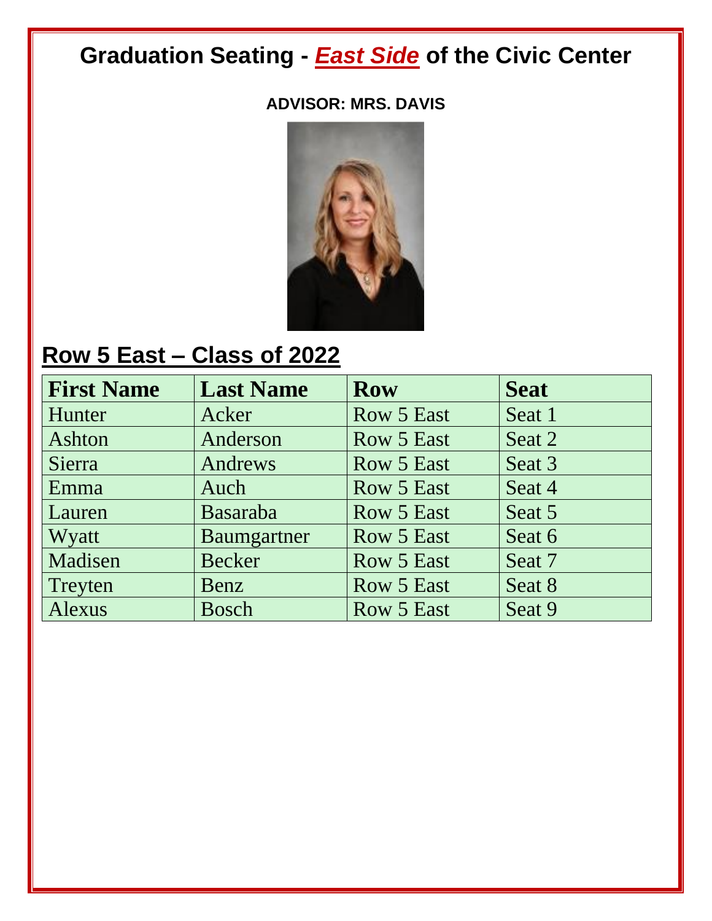# Graduation Seating - ***East Side*** of the Civic Center

**ADVISOR: MRS. DAVIS**

## Row 5 East – Class of 2022

| First Name | Last Name | Row | Seat |
|---|---|---|---|
| Hunter | Acker | Row 5 East | Seat 1 |
| Ashton | Anderson | Row 5 East | Seat 2 |
| Sierra | Andrews | Row 5 East | Seat 3 |
| Emma | Auch | Row 5 East | Seat 4 |
| Lauren | Basaraba | Row 5 East | Seat 5 |
| Wyatt | Baumgartner | Row 5 East | Seat 6 |
| Madisen | Becker | Row 5 East | Seat 7 |
| Treyten | Benz | Row 5 East | Seat 8 |
| Alexus | Bosch | Row 5 East | Seat 9 |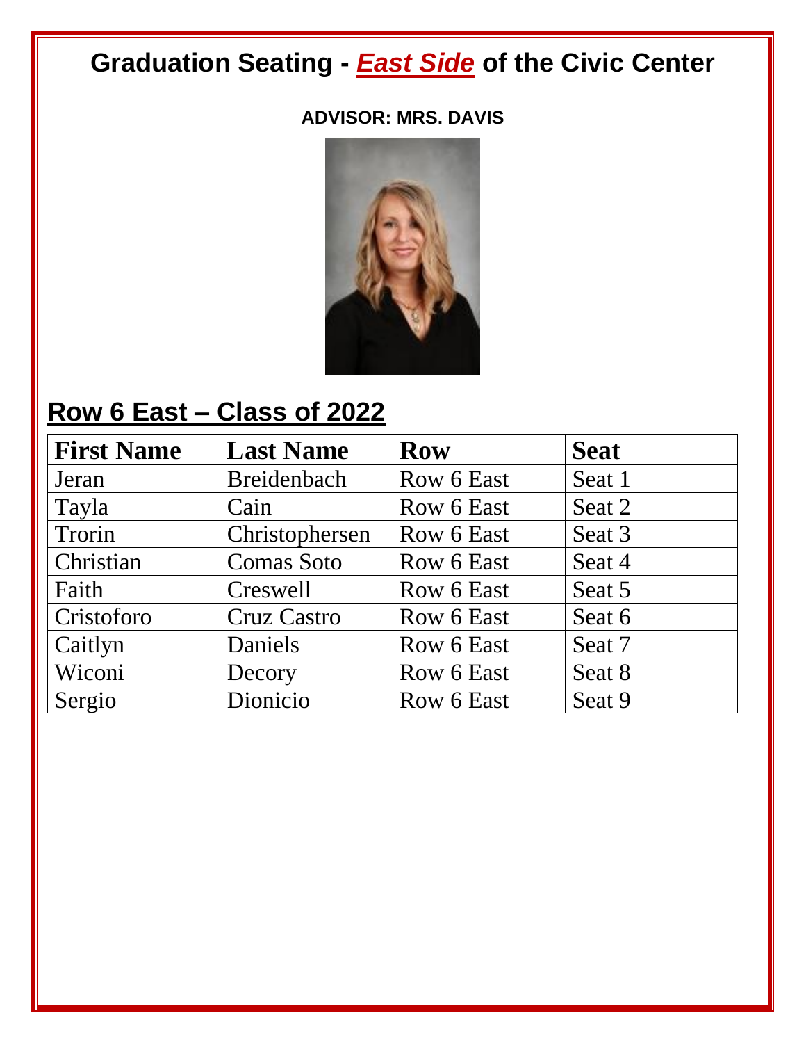# Graduation Seating - ***East Side*** of the Civic Center

**ADVISOR: MRS. DAVIS**

## Row 6 East – Class of 2022

| First Name | Last Name | Row | Seat |
|---|---|---|---|
| Jeran | Breidenbach | Row 6 East | Seat 1 |
| Tayla | Cain | Row 6 East | Seat 2 |
| Trorin | Christophersen | Row 6 East | Seat 3 |
| Christian | Comas Soto | Row 6 East | Seat 4 |
| Faith | Creswell | Row 6 East | Seat 5 |
| Cristoforo | Cruz Castro | Row 6 East | Seat 6 |
| Caitlyn | Daniels | Row 6 East | Seat 7 |
| Wiconi | Decory | Row 6 East | Seat 8 |
| Sergio | Dionicio | Row 6 East | Seat 9 |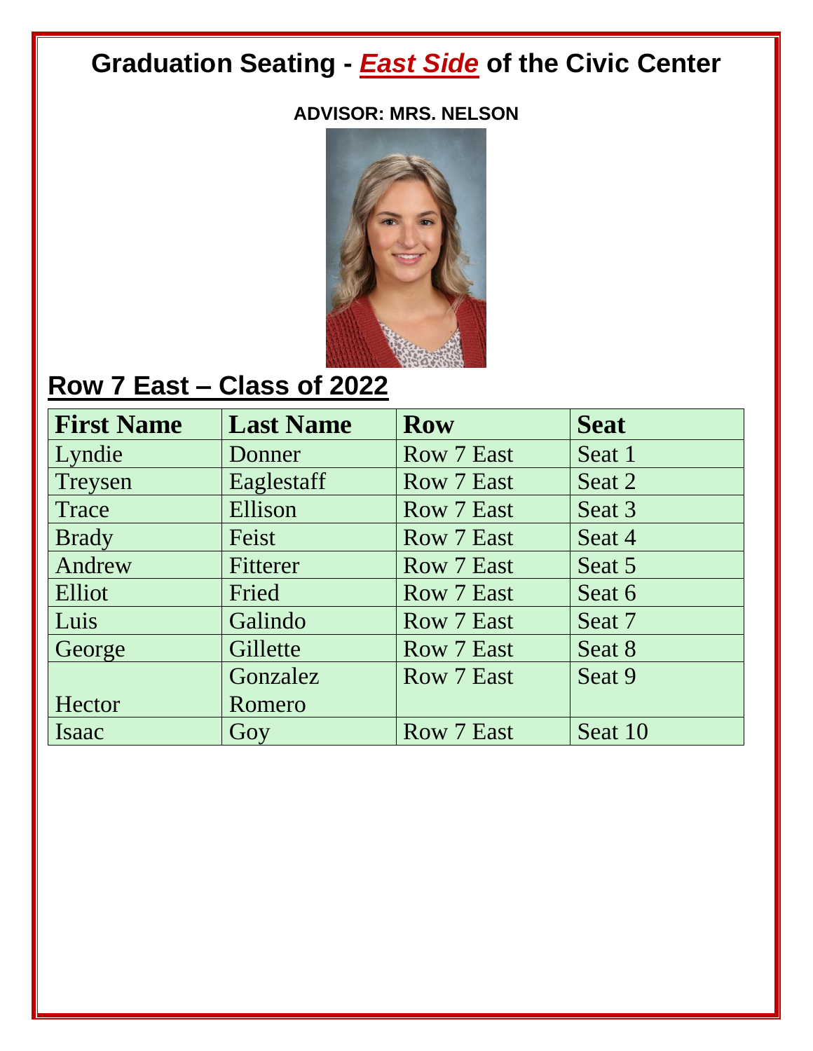# Graduation Seating - ***East Side*** of the Civic Center

**ADVISOR: MRS. NELSON**

## Row 7 East – Class of 2022

| First Name | Last Name | Row | Seat |
|---|---|---|---|
| Lyndie | Donner | Row 7 East | Seat 1 |
| Treysen | Eaglestaff | Row 7 East | Seat 2 |
| Trace | Ellison | Row 7 East | Seat 3 |
| Brady | Feist | Row 7 East | Seat 4 |
| Andrew | Fitterer | Row 7 East | Seat 5 |
| Elliot | Fried | Row 7 East | Seat 6 |
| Luis | Galindo | Row 7 East | Seat 7 |
| George | Gillette | Row 7 East | Seat 8 |
| Hector | Gonzalez Romero | Row 7 East | Seat 9 |
| Isaac | Goy | Row 7 East | Seat 10 |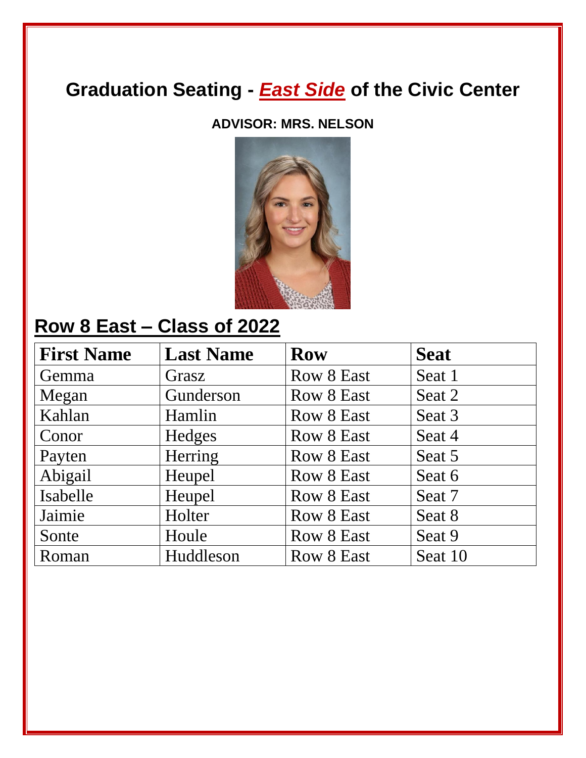# Graduation Seating - ***East Side*** of the Civic Center

**ADVISOR: MRS. NELSON**

## Row 8 East – Class of 2022

| First Name | Last Name | Row | Seat |
|---|---|---|---|
| Gemma | Grasz | Row 8 East | Seat 1 |
| Megan | Gunderson | Row 8 East | Seat 2 |
| Kahlan | Hamlin | Row 8 East | Seat 3 |
| Conor | Hedges | Row 8 East | Seat 4 |
| Payten | Herring | Row 8 East | Seat 5 |
| Abigail | Heupel | Row 8 East | Seat 6 |
| Isabelle | Heupel | Row 8 East | Seat 7 |
| Jaimie | Holter | Row 8 East | Seat 8 |
| Sonte | Houle | Row 8 East | Seat 9 |
| Roman | Huddleson | Row 8 East | Seat 10 |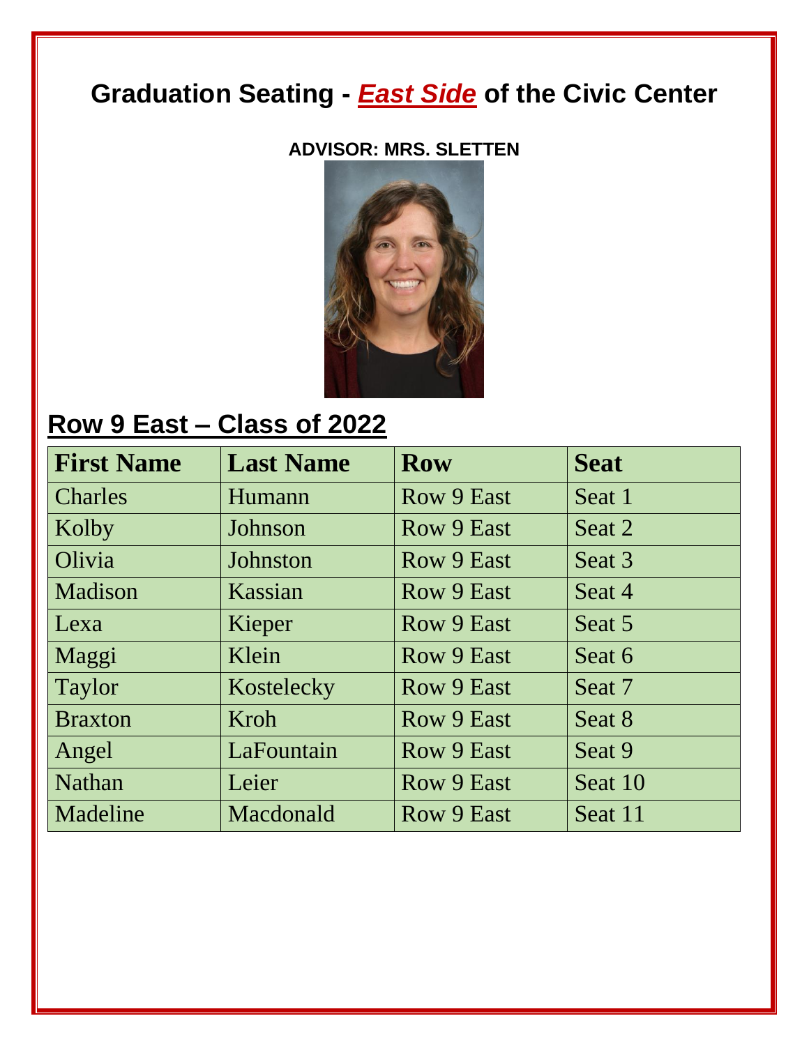# Graduation Seating - ***East Side*** of the Civic Center

**ADVISOR: MRS. SLETTEN**

## Row 9 East – Class of 2022

| First Name | Last Name | Row | Seat |
|---|---|---|---|
| Charles | Humann | Row 9 East | Seat 1 |
| Kolby | Johnson | Row 9 East | Seat 2 |
| Olivia | Johnston | Row 9 East | Seat 3 |
| Madison | Kassian | Row 9 East | Seat 4 |
| Lexa | Kieper | Row 9 East | Seat 5 |
| Maggi | Klein | Row 9 East | Seat 6 |
| Taylor | Kostelecky | Row 9 East | Seat 7 |
| Braxton | Kroh | Row 9 East | Seat 8 |
| Angel | LaFountain | Row 9 East | Seat 9 |
| Nathan | Leier | Row 9 East | Seat 10 |
| Madeline | Macdonald | Row 9 East | Seat 11 |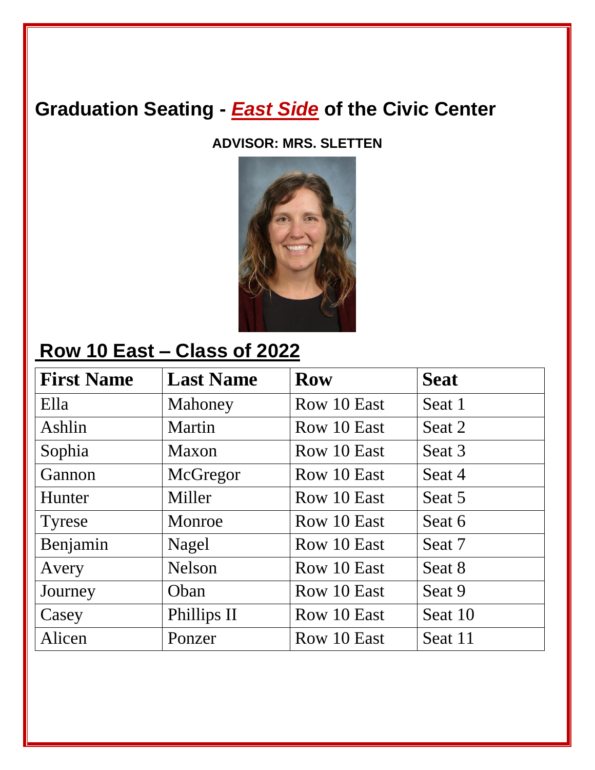## Graduation Seating - ***East Side*** of the Civic Center

**ADVISOR: MRS. SLETTEN**

## Row 10 East – Class of 2022

| First Name | Last Name | Row | Seat |
|---|---|---|---|
| Ella | Mahoney | Row 10 East | Seat 1 |
| Ashlin | Martin | Row 10 East | Seat 2 |
| Sophia | Maxon | Row 10 East | Seat 3 |
| Gannon | McGregor | Row 10 East | Seat 4 |
| Hunter | Miller | Row 10 East | Seat 5 |
| Tyrese | Monroe | Row 10 East | Seat 6 |
| Benjamin | Nagel | Row 10 East | Seat 7 |
| Avery | Nelson | Row 10 East | Seat 8 |
| Journey | Oban | Row 10 East | Seat 9 |
| Casey | Phillips II | Row 10 East | Seat 10 |
| Alicen | Ponzer | Row 10 East | Seat 11 |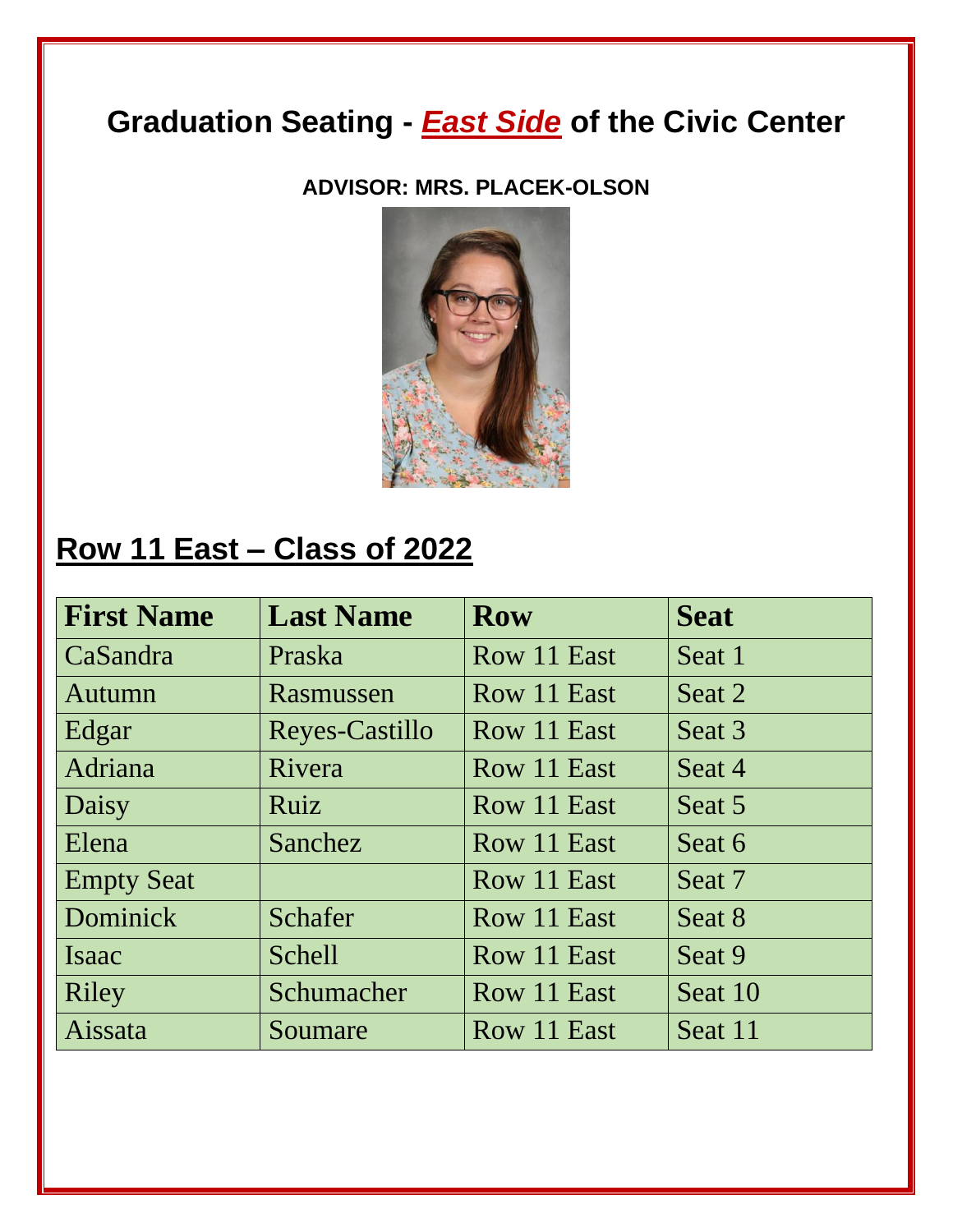# Graduation Seating - ***East Side*** of the Civic Center

**ADVISOR: MRS. PLACEK-OLSON**

## Row 11 East – Class of 2022

| First Name | Last Name | Row | Seat |
| --- | --- | --- | --- |
| CaSandra | Praska | Row 11 East | Seat 1 |
| Autumn | Rasmussen | Row 11 East | Seat 2 |
| Edgar | Reyes-Castillo | Row 11 East | Seat 3 |
| Adriana | Rivera | Row 11 East | Seat 4 |
| Daisy | Ruiz | Row 11 East | Seat 5 |
| Elena | Sanchez | Row 11 East | Seat 6 |
| Empty Seat | | Row 11 East | Seat 7 |
| Dominick | Schafer | Row 11 East | Seat 8 |
| Isaac | Schell | Row 11 East | Seat 9 |
| Riley | Schumacher | Row 11 East | Seat 10 |
| Aissata | Soumare | Row 11 East | Seat 11 |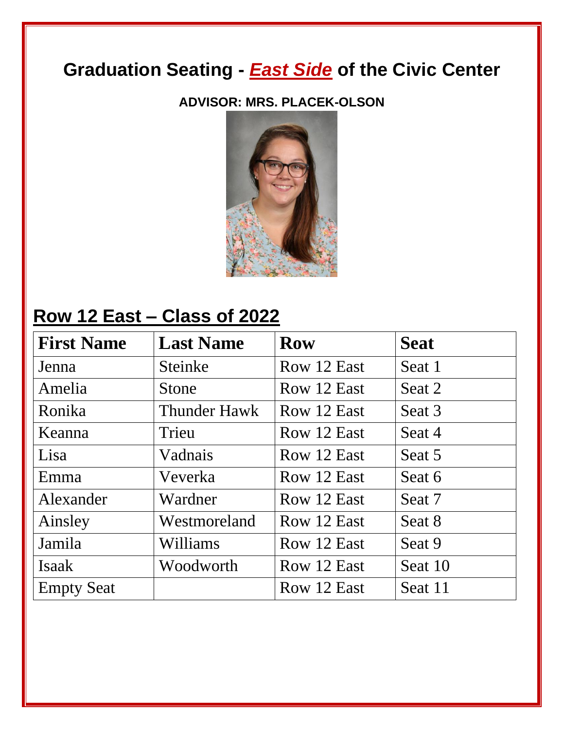# Graduation Seating - ***East Side*** of the Civic Center

**ADVISOR: MRS. PLACEK-OLSON**

## Row 12 East – Class of 2022

| First Name | Last Name | Row | Seat |
|---|---|---|---|
| Jenna | Steinke | Row 12 East | Seat 1 |
| Amelia | Stone | Row 12 East | Seat 2 |
| Ronika | Thunder Hawk | Row 12 East | Seat 3 |
| Keanna | Trieu | Row 12 East | Seat 4 |
| Lisa | Vadnais | Row 12 East | Seat 5 |
| Emma | Veverka | Row 12 East | Seat 6 |
| Alexander | Wardner | Row 12 East | Seat 7 |
| Ainsley | Westmoreland | Row 12 East | Seat 8 |
| Jamila | Williams | Row 12 East | Seat 9 |
| Isaak | Woodworth | Row 12 East | Seat 10 |
| Empty Seat | | Row 12 East | Seat 11 |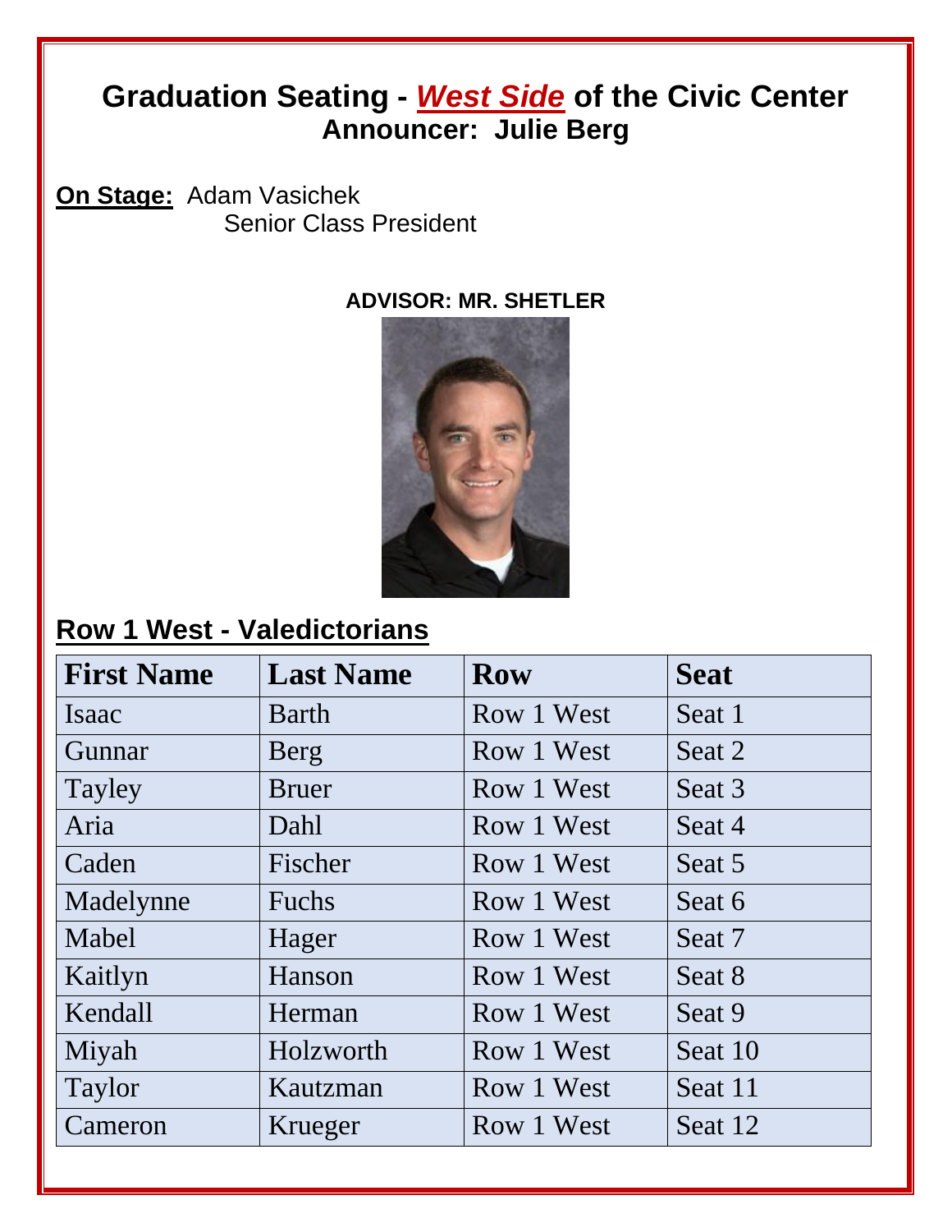# Graduation Seating - *West Side* of the Civic Center
## Announcer: Julie Berg

**On Stage:** Adam Vasichek
Senior Class President

**ADVISOR: MR. SHETLER**

## Row 1 West - Valedictorians

| First Name | Last Name | Row | Seat |
|---|---|---|---|
| Isaac | Barth | Row 1 West | Seat 1 |
| Gunnar | Berg | Row 1 West | Seat 2 |
| Tayley | Bruer | Row 1 West | Seat 3 |
| Aria | Dahl | Row 1 West | Seat 4 |
| Caden | Fischer | Row 1 West | Seat 5 |
| Madelynne | Fuchs | Row 1 West | Seat 6 |
| Mabel | Hager | Row 1 West | Seat 7 |
| Kaitlyn | Hanson | Row 1 West | Seat 8 |
| Kendall | Herman | Row 1 West | Seat 9 |
| Miyah | Holzworth | Row 1 West | Seat 10 |
| Taylor | Kautzman | Row 1 West | Seat 11 |
| Cameron | Krueger | Row 1 West | Seat 12 |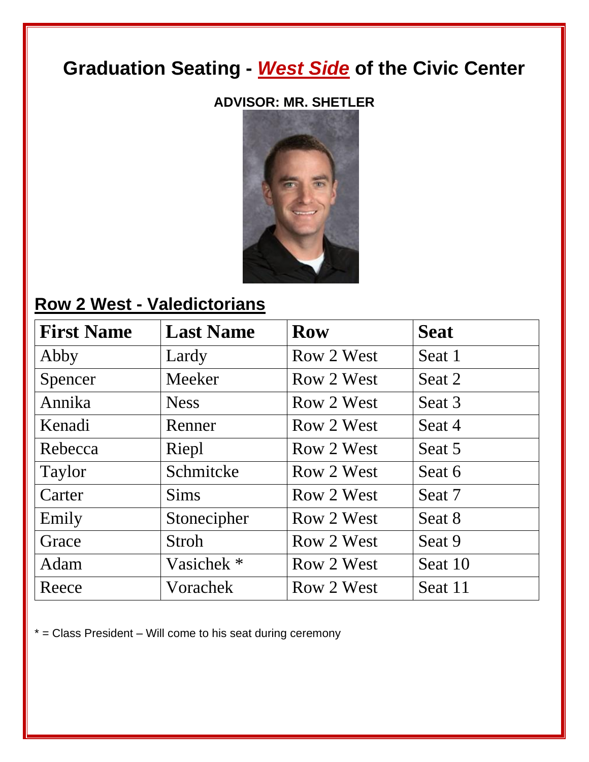# Graduation Seating - ***West Side*** of the Civic Center

**ADVISOR: MR. SHETLER**

## Row 2 West - Valedictorians

| First Name | Last Name | Row | Seat |
|---|---|---|---|
| Abby | Lardy | Row 2 West | Seat 1 |
| Spencer | Meeker | Row 2 West | Seat 2 |
| Annika | Ness | Row 2 West | Seat 3 |
| Kenadi | Renner | Row 2 West | Seat 4 |
| Rebecca | Riepl | Row 2 West | Seat 5 |
| Taylor | Schmitcke | Row 2 West | Seat 6 |
| Carter | Sims | Row 2 West | Seat 7 |
| Emily | Stonecipher | Row 2 West | Seat 8 |
| Grace | Stroh | Row 2 West | Seat 9 |
| Adam | Vasichek * | Row 2 West | Seat 10 |
| Reece | Vorachek | Row 2 West | Seat 11 |

* = Class President – Will come to his seat during ceremony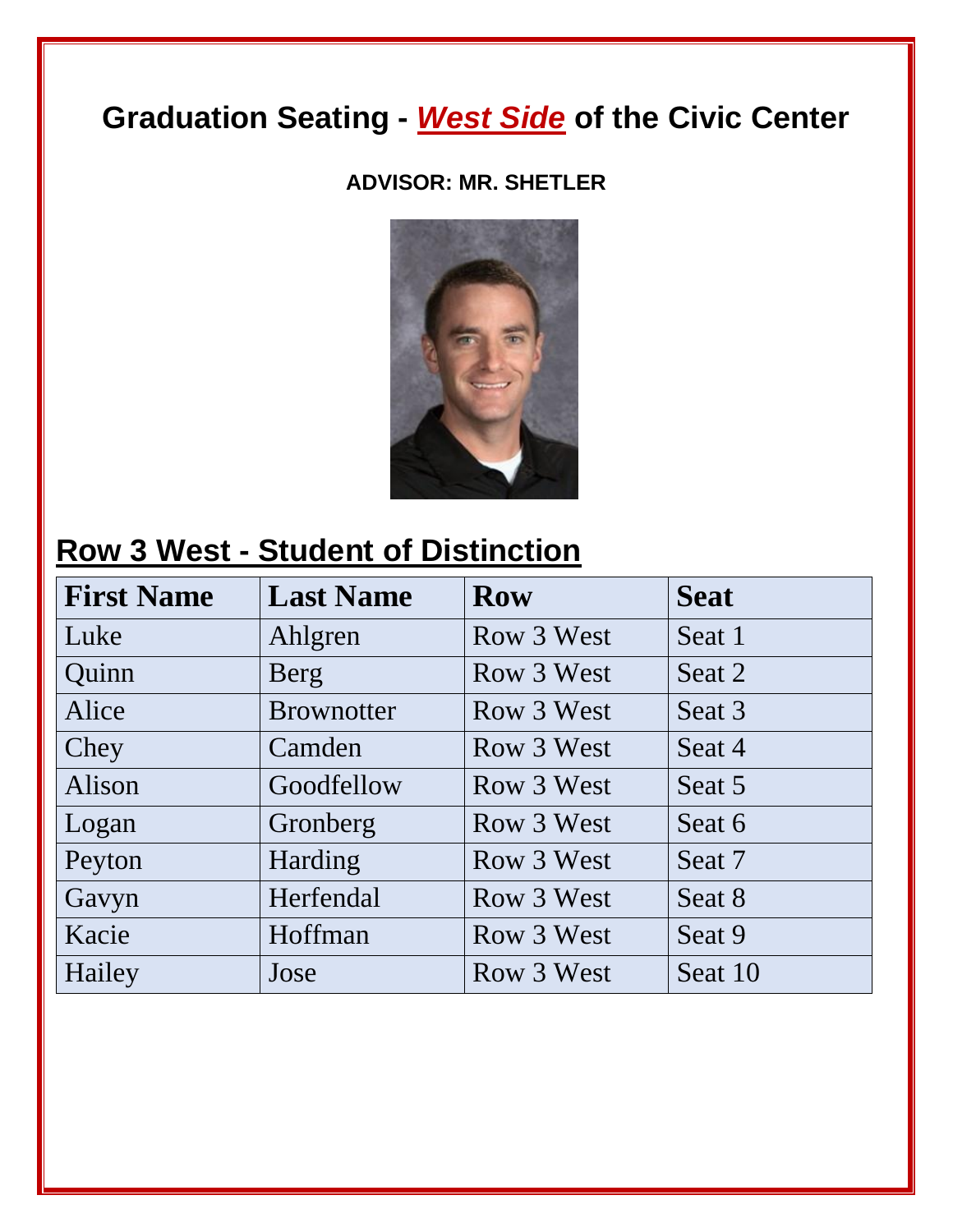# Graduation Seating - ***West Side*** of the Civic Center

**ADVISOR: MR. SHETLER**

## Row 3 West - Student of Distinction

| First Name | Last Name | Row | Seat |
|---|---|---|---|
| Luke | Ahlgren | Row 3 West | Seat 1 |
| Quinn | Berg | Row 3 West | Seat 2 |
| Alice | Brownotter | Row 3 West | Seat 3 |
| Chey | Camden | Row 3 West | Seat 4 |
| Alison | Goodfellow | Row 3 West | Seat 5 |
| Logan | Gronberg | Row 3 West | Seat 6 |
| Peyton | Harding | Row 3 West | Seat 7 |
| Gavyn | Herfendal | Row 3 West | Seat 8 |
| Kacie | Hoffman | Row 3 West | Seat 9 |
| Hailey | Jose | Row 3 West | Seat 10 |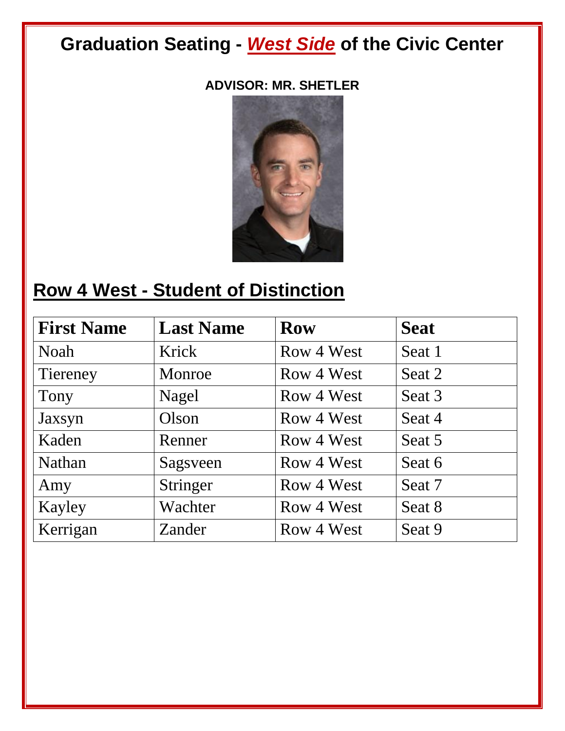# Graduation Seating - ***West Side*** of the Civic Center

**ADVISOR: MR. SHETLER**

## Row 4 West - Student of Distinction

| First Name | Last Name | Row | Seat |
|---|---|---|---|
| Noah | Krick | Row 4 West | Seat 1 |
| Tiereney | Monroe | Row 4 West | Seat 2 |
| Tony | Nagel | Row 4 West | Seat 3 |
| Jaxsyn | Olson | Row 4 West | Seat 4 |
| Kaden | Renner | Row 4 West | Seat 5 |
| Nathan | Sagsveen | Row 4 West | Seat 6 |
| Amy | Stringer | Row 4 West | Seat 7 |
| Kayley | Wachter | Row 4 West | Seat 8 |
| Kerrigan | Zander | Row 4 West | Seat 9 |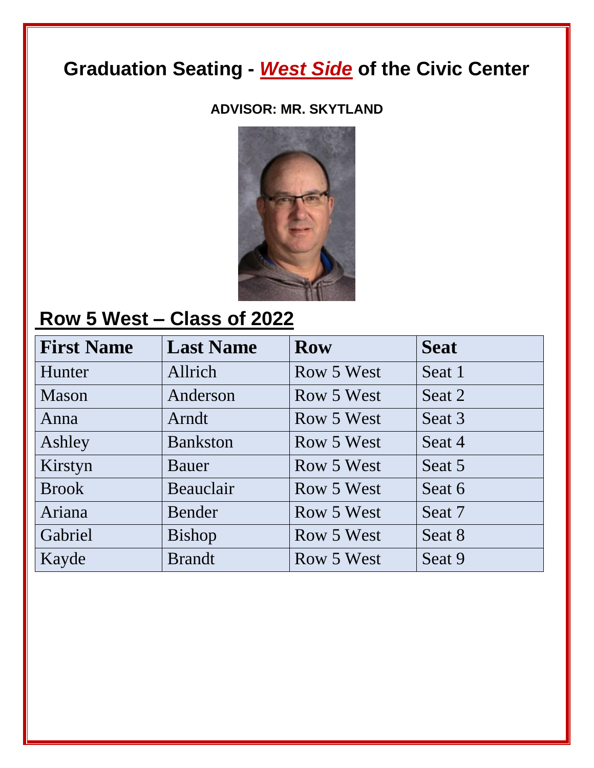# Graduation Seating - ***West Side*** of the Civic Center

**ADVISOR: MR. SKYTLAND**

## Row 5 West – Class of 2022

| First Name | Last Name | Row | Seat |
|---|---|---|---|
| Hunter | Allrich | Row 5 West | Seat 1 |
| Mason | Anderson | Row 5 West | Seat 2 |
| Anna | Arndt | Row 5 West | Seat 3 |
| Ashley | Bankston | Row 5 West | Seat 4 |
| Kirstyn | Bauer | Row 5 West | Seat 5 |
| Brook | Beauclair | Row 5 West | Seat 6 |
| Ariana | Bender | Row 5 West | Seat 7 |
| Gabriel | Bishop | Row 5 West | Seat 8 |
| Kayde | Brandt | Row 5 West | Seat 9 |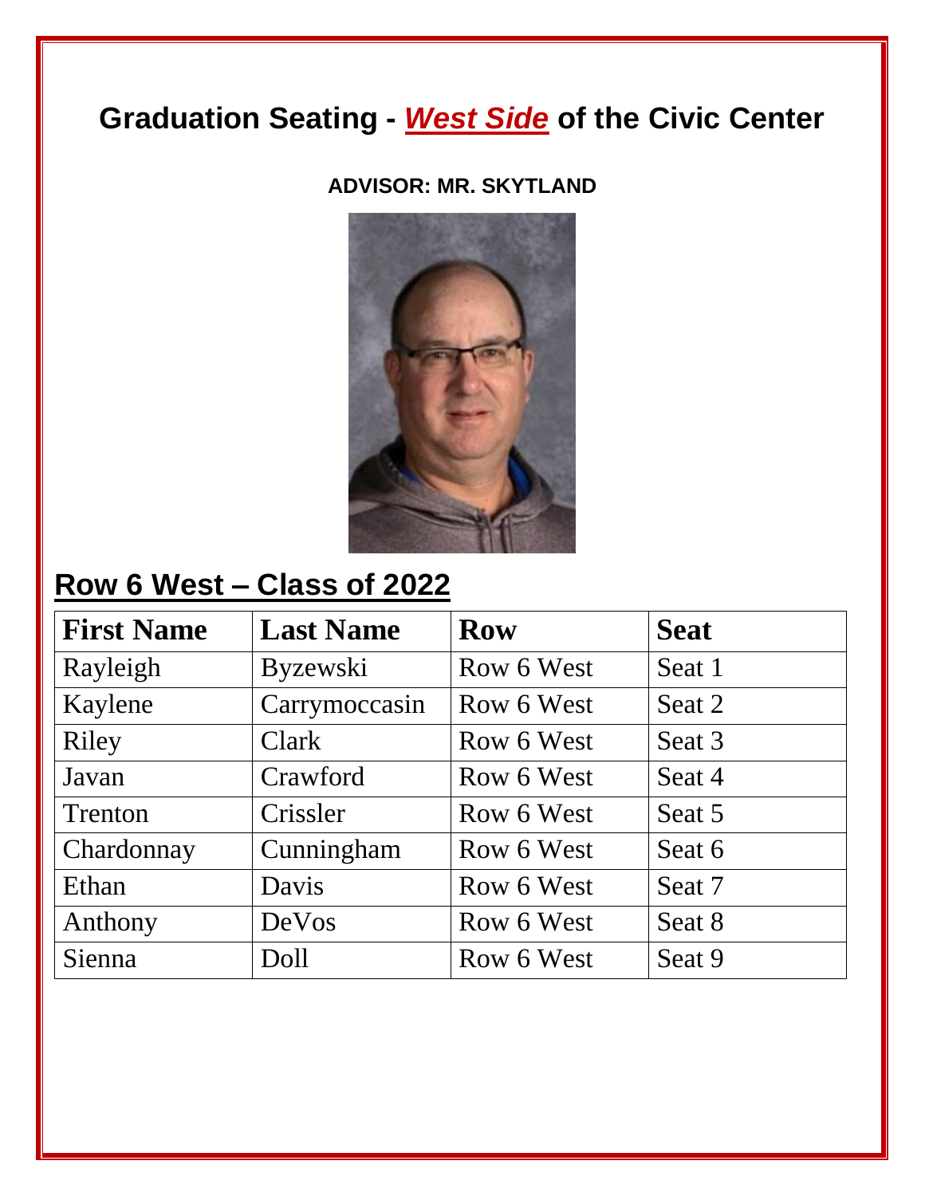# Graduation Seating - ***West Side*** of the Civic Center

**ADVISOR: MR. SKYTLAND**

## Row 6 West – Class of 2022

| First Name | Last Name | Row | Seat |
|---|---|---|---|
| Rayleigh | Byzewski | Row 6 West | Seat 1 |
| Kaylene | Carrymoccasin | Row 6 West | Seat 2 |
| Riley | Clark | Row 6 West | Seat 3 |
| Javan | Crawford | Row 6 West | Seat 4 |
| Trenton | Crissler | Row 6 West | Seat 5 |
| Chardonnay | Cunningham | Row 6 West | Seat 6 |
| Ethan | Davis | Row 6 West | Seat 7 |
| Anthony | DeVos | Row 6 West | Seat 8 |
| Sienna | Doll | Row 6 West | Seat 9 |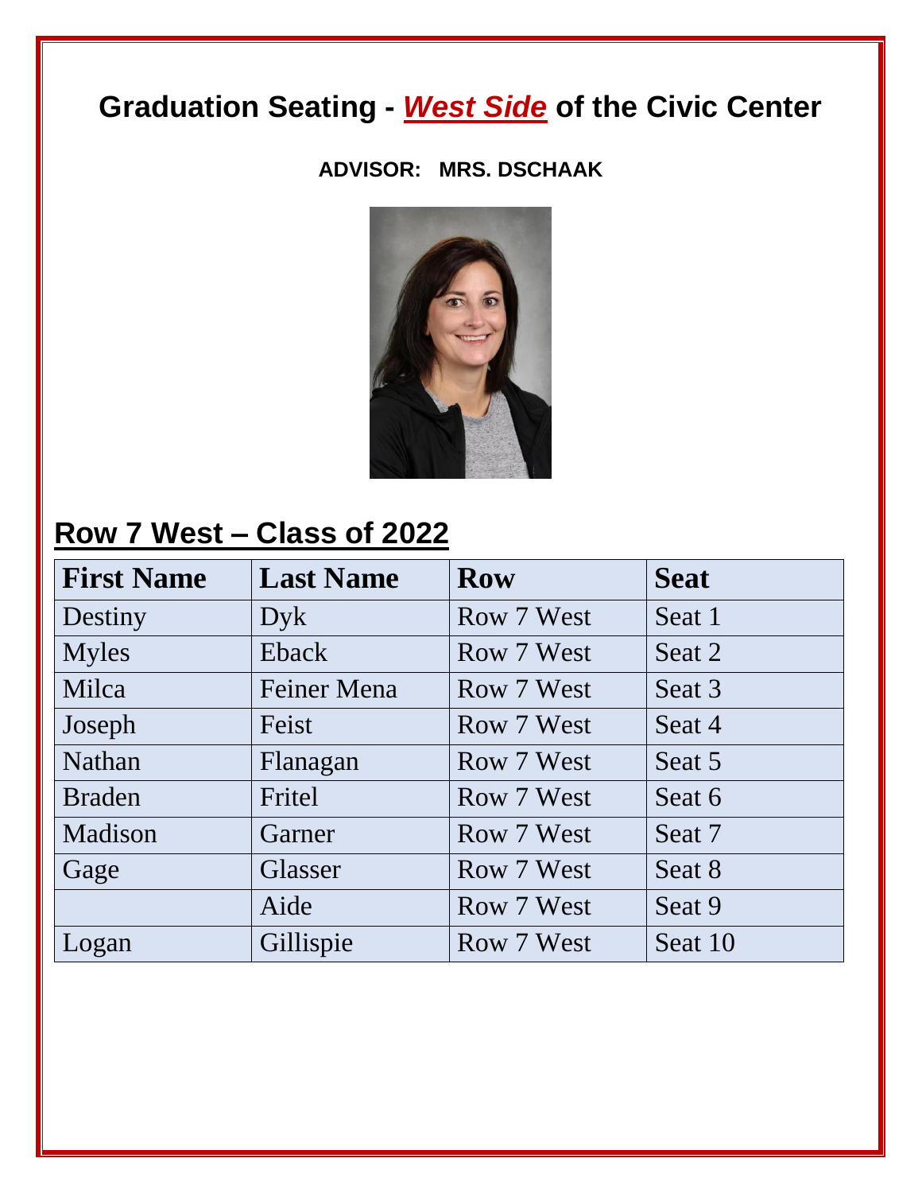# Graduation Seating - ***West Side*** of the Civic Center

**ADVISOR: MRS. DSCHAAK**

## Row 7 West – Class of 2022

| First Name | Last Name | Row | Seat |
|---|---|---|---|
| Destiny | Dyk | Row 7 West | Seat 1 |
| Myles | Eback | Row 7 West | Seat 2 |
| Milca | Feiner Mena | Row 7 West | Seat 3 |
| Joseph | Feist | Row 7 West | Seat 4 |
| Nathan | Flanagan | Row 7 West | Seat 5 |
| Braden | Fritel | Row 7 West | Seat 6 |
| Madison | Garner | Row 7 West | Seat 7 |
| Gage | Glasser | Row 7 West | Seat 8 |
| | Aide | Row 7 West | Seat 9 |
| Logan | Gillispie | Row 7 West | Seat 10 |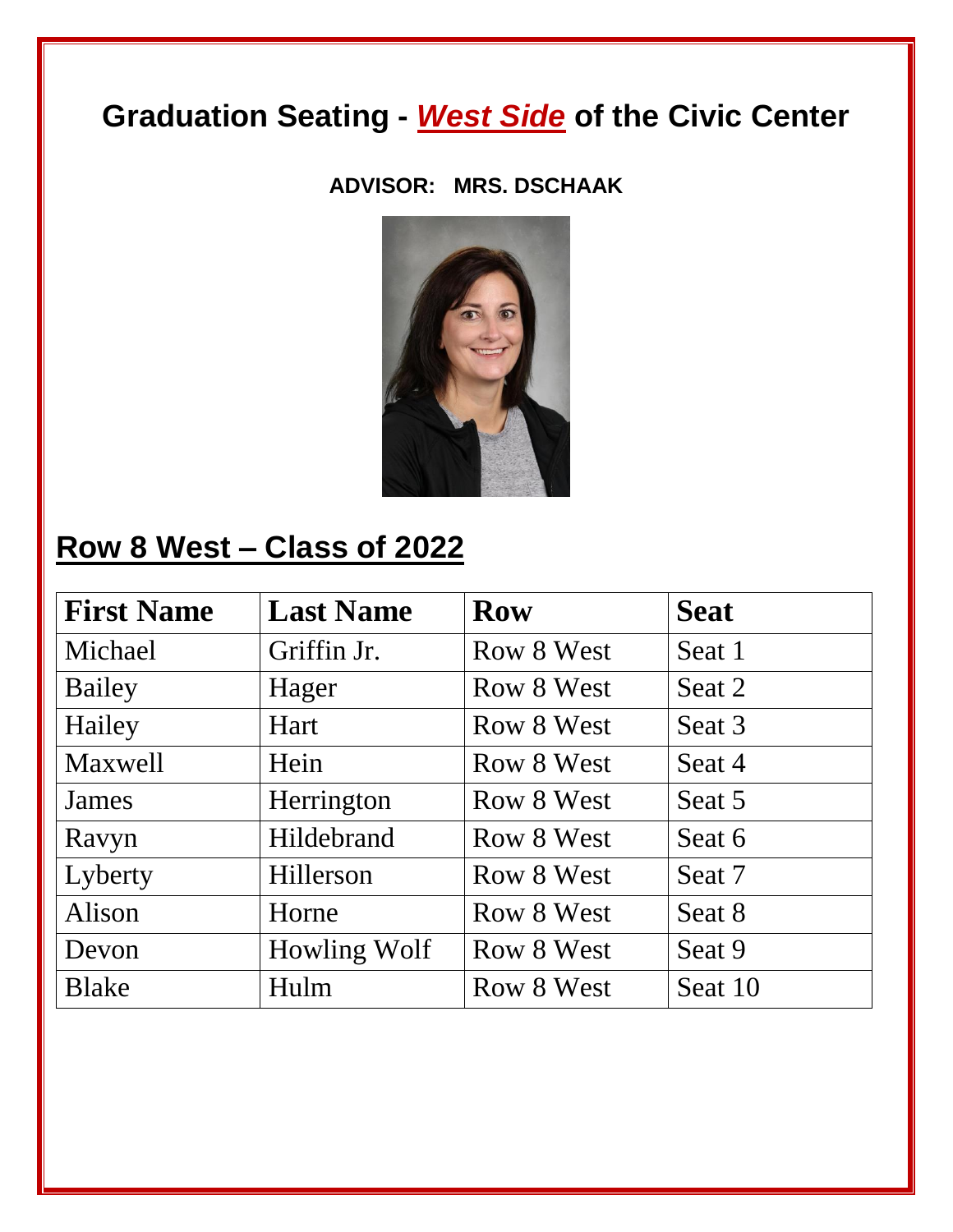# Graduation Seating - ***West Side*** of the Civic Center

**ADVISOR: MRS. DSCHAAK**

## Row 8 West – Class of 2022

| First Name | Last Name | Row | Seat |
| --- | --- | --- | --- |
| Michael | Griffin Jr. | Row 8 West | Seat 1 |
| Bailey | Hager | Row 8 West | Seat 2 |
| Hailey | Hart | Row 8 West | Seat 3 |
| Maxwell | Hein | Row 8 West | Seat 4 |
| James | Herrington | Row 8 West | Seat 5 |
| Ravyn | Hildebrand | Row 8 West | Seat 6 |
| Lyberty | Hillerson | Row 8 West | Seat 7 |
| Alison | Horne | Row 8 West | Seat 8 |
| Devon | Howling Wolf | Row 8 West | Seat 9 |
| Blake | Hulm | Row 8 West | Seat 10 |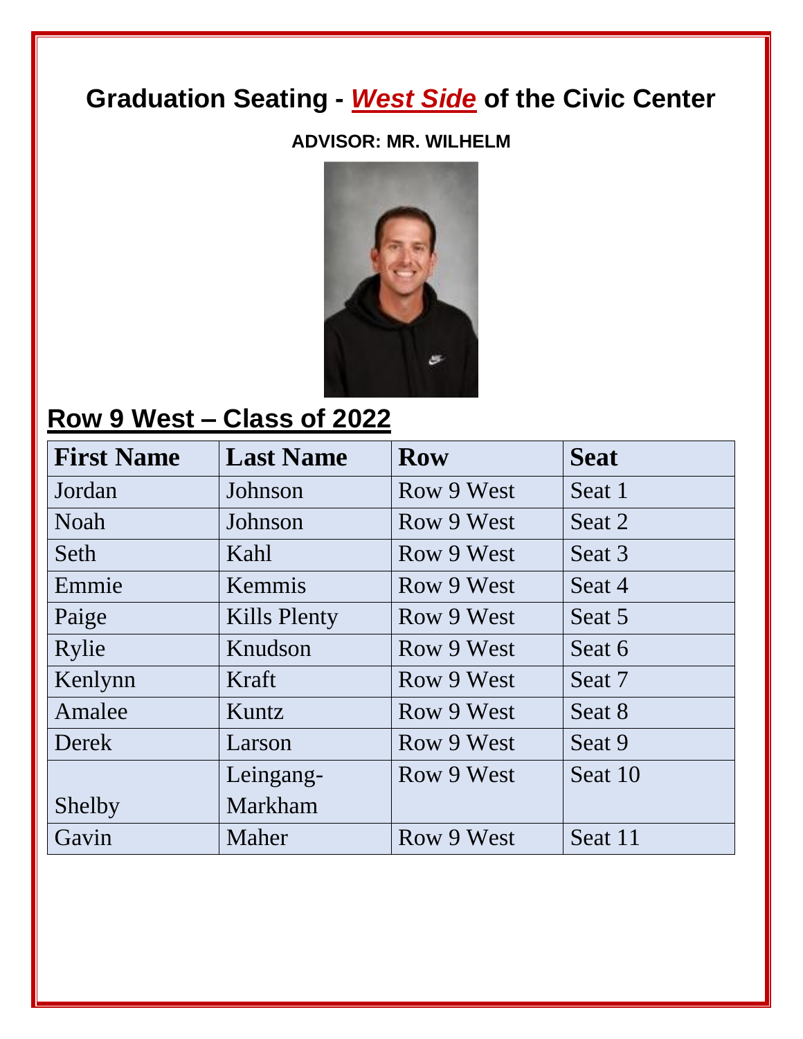# Graduation Seating - ***West Side*** of the Civic Center

**ADVISOR: MR. WILHELM**

## Row 9 West – Class of 2022

| First Name | Last Name | Row | Seat |
|---|---|---|---|
| Jordan | Johnson | Row 9 West | Seat 1 |
| Noah | Johnson | Row 9 West | Seat 2 |
| Seth | Kahl | Row 9 West | Seat 3 |
| Emmie | Kemmis | Row 9 West | Seat 4 |
| Paige | Kills Plenty | Row 9 West | Seat 5 |
| Rylie | Knudson | Row 9 West | Seat 6 |
| Kenlynn | Kraft | Row 9 West | Seat 7 |
| Amalee | Kuntz | Row 9 West | Seat 8 |
| Derek | Larson | Row 9 West | Seat 9 |
| Shelby | Leingang-Markham | Row 9 West | Seat 10 |
| Gavin | Maher | Row 9 West | Seat 11 |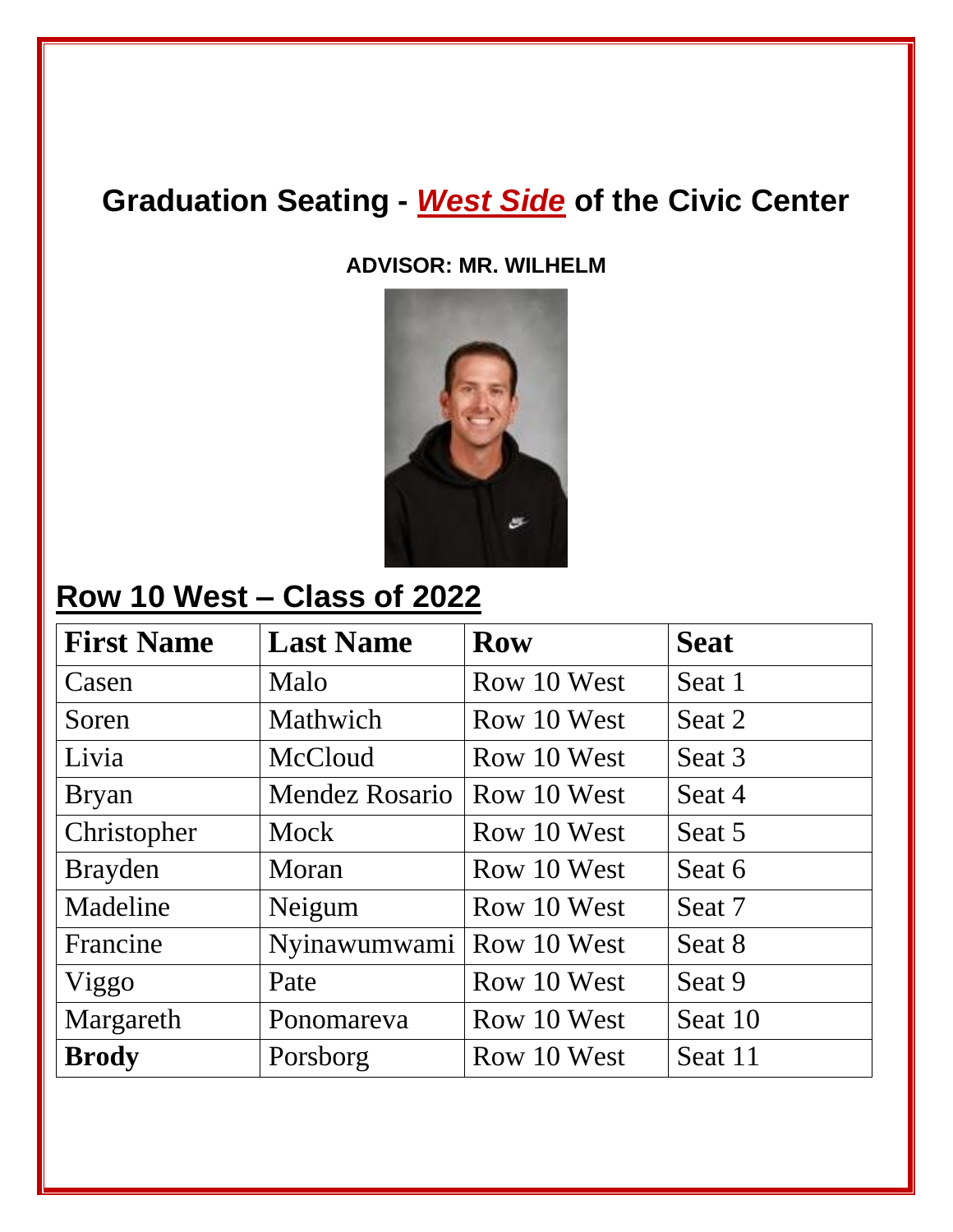# Graduation Seating - ***West Side*** of the Civic Center

**ADVISOR: MR. WILHELM**

## Row 10 West – Class of 2022

| First Name | Last Name | Row | Seat |
|---|---|---|---|
| Casen | Malo | Row 10 West | Seat 1 |
| Soren | Mathwich | Row 10 West | Seat 2 |
| Livia | McCloud | Row 10 West | Seat 3 |
| Bryan | Mendez Rosario | Row 10 West | Seat 4 |
| Christopher | Mock | Row 10 West | Seat 5 |
| Brayden | Moran | Row 10 West | Seat 6 |
| Madeline | Neigum | Row 10 West | Seat 7 |
| Francine | Nyinawumwami | Row 10 West | Seat 8 |
| Viggo | Pate | Row 10 West | Seat 9 |
| Margareth | Ponomareva | Row 10 West | Seat 10 |
| **Brody** | Porsborg | Row 10 West | Seat 11 |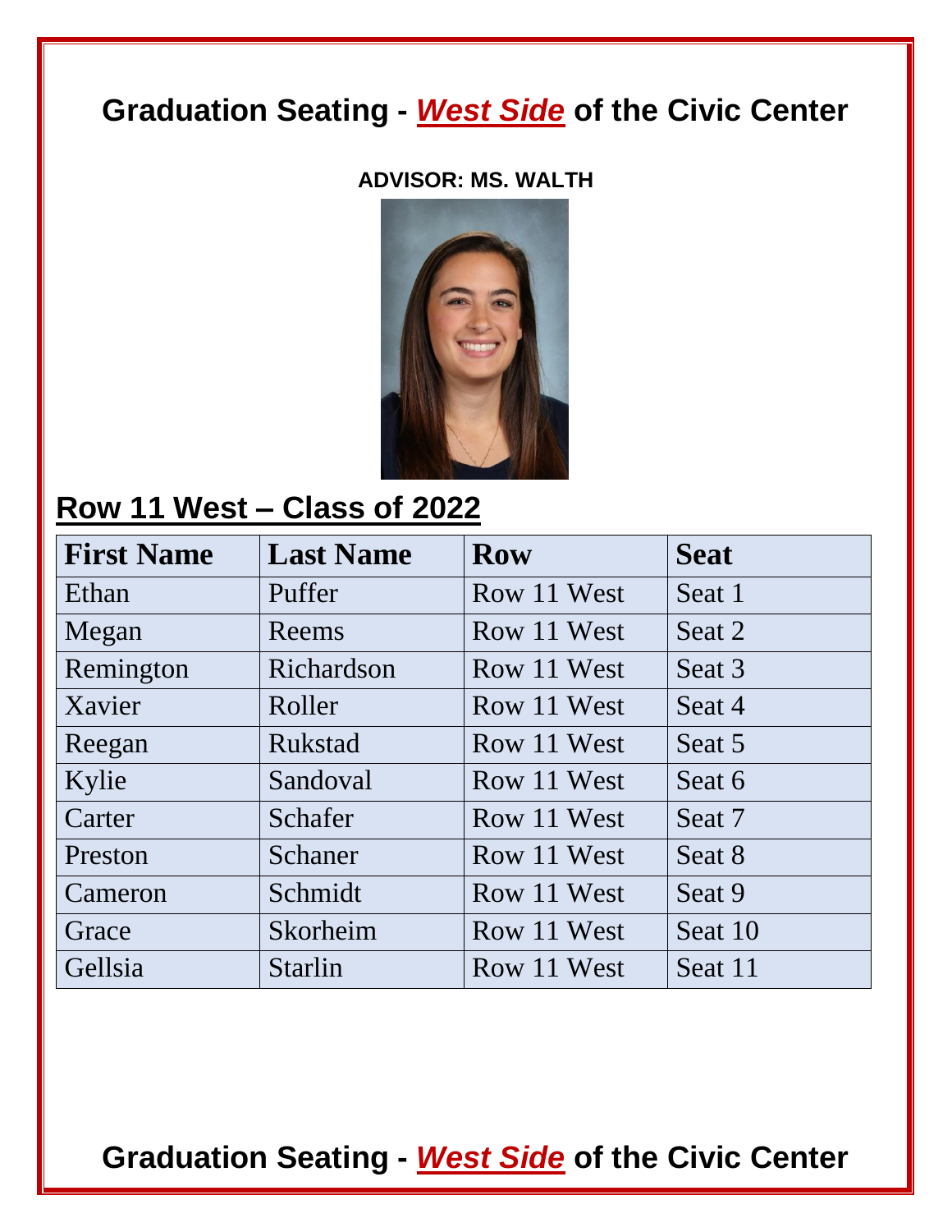# Graduation Seating - ***West Side*** of the Civic Center

**ADVISOR: MS. WALTH**

## Row 11 West – Class of 2022

| First Name | Last Name | Row | Seat |
|---|---|---|---|
| Ethan | Puffer | Row 11 West | Seat 1 |
| Megan | Reems | Row 11 West | Seat 2 |
| Remington | Richardson | Row 11 West | Seat 3 |
| Xavier | Roller | Row 11 West | Seat 4 |
| Reegan | Rukstad | Row 11 West | Seat 5 |
| Kylie | Sandoval | Row 11 West | Seat 6 |
| Carter | Schafer | Row 11 West | Seat 7 |
| Preston | Schaner | Row 11 West | Seat 8 |
| Cameron | Schmidt | Row 11 West | Seat 9 |
| Grace | Skorheim | Row 11 West | Seat 10 |
| Gellsia | Starlin | Row 11 West | Seat 11 |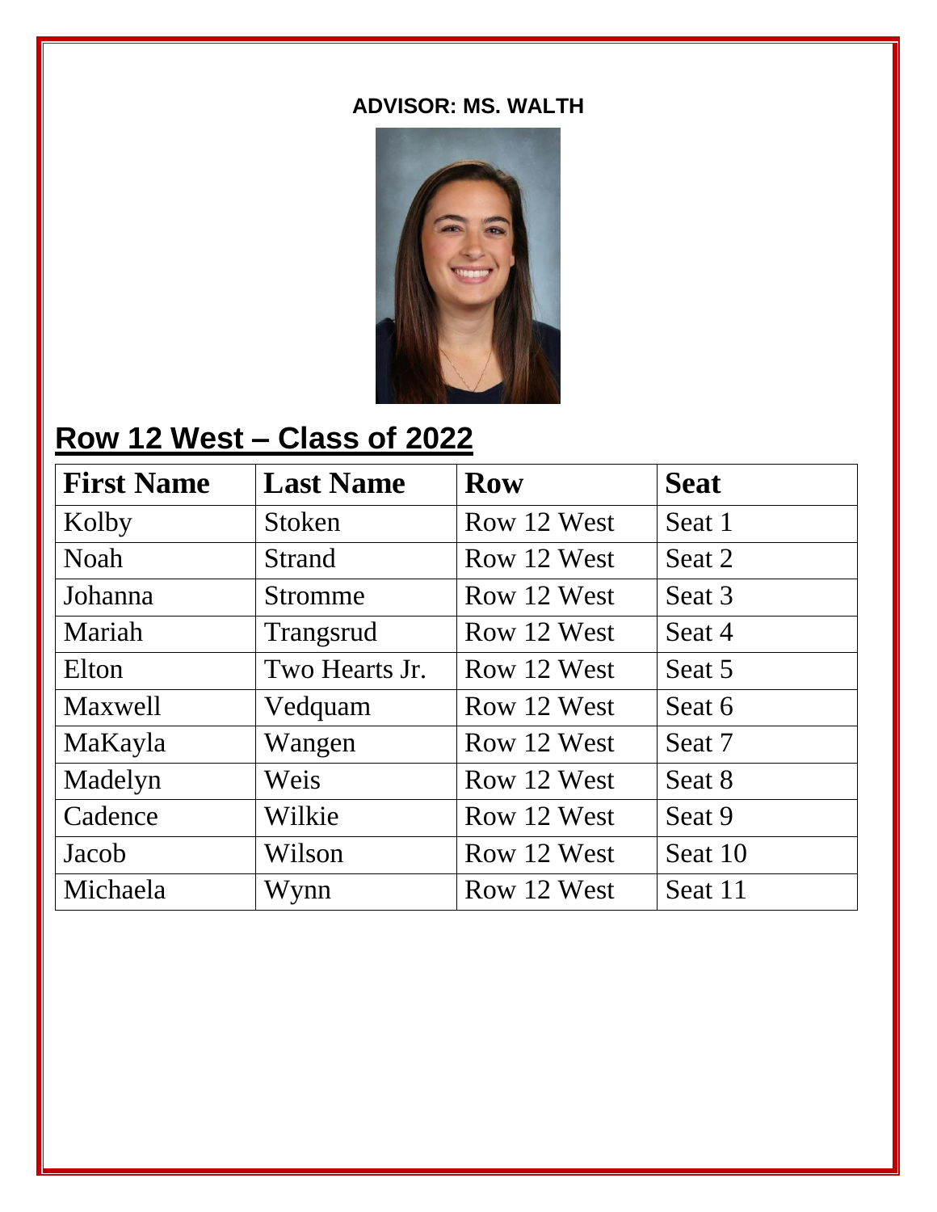**ADVISOR: MS. WALTH**

## Row 12 West – Class of 2022

| First Name | Last Name | Row | Seat |
|---|---|---|---|
| Kolby | Stoken | Row 12 West | Seat 1 |
| Noah | Strand | Row 12 West | Seat 2 |
| Johanna | Stromme | Row 12 West | Seat 3 |
| Mariah | Trangsrud | Row 12 West | Seat 4 |
| Elton | Two Hearts Jr. | Row 12 West | Seat 5 |
| Maxwell | Vedquam | Row 12 West | Seat 6 |
| MaKayla | Wangen | Row 12 West | Seat 7 |
| Madelyn | Weis | Row 12 West | Seat 8 |
| Cadence | Wilkie | Row 12 West | Seat 9 |
| Jacob | Wilson | Row 12 West | Seat 10 |
| Michaela | Wynn | Row 12 West | Seat 11 |